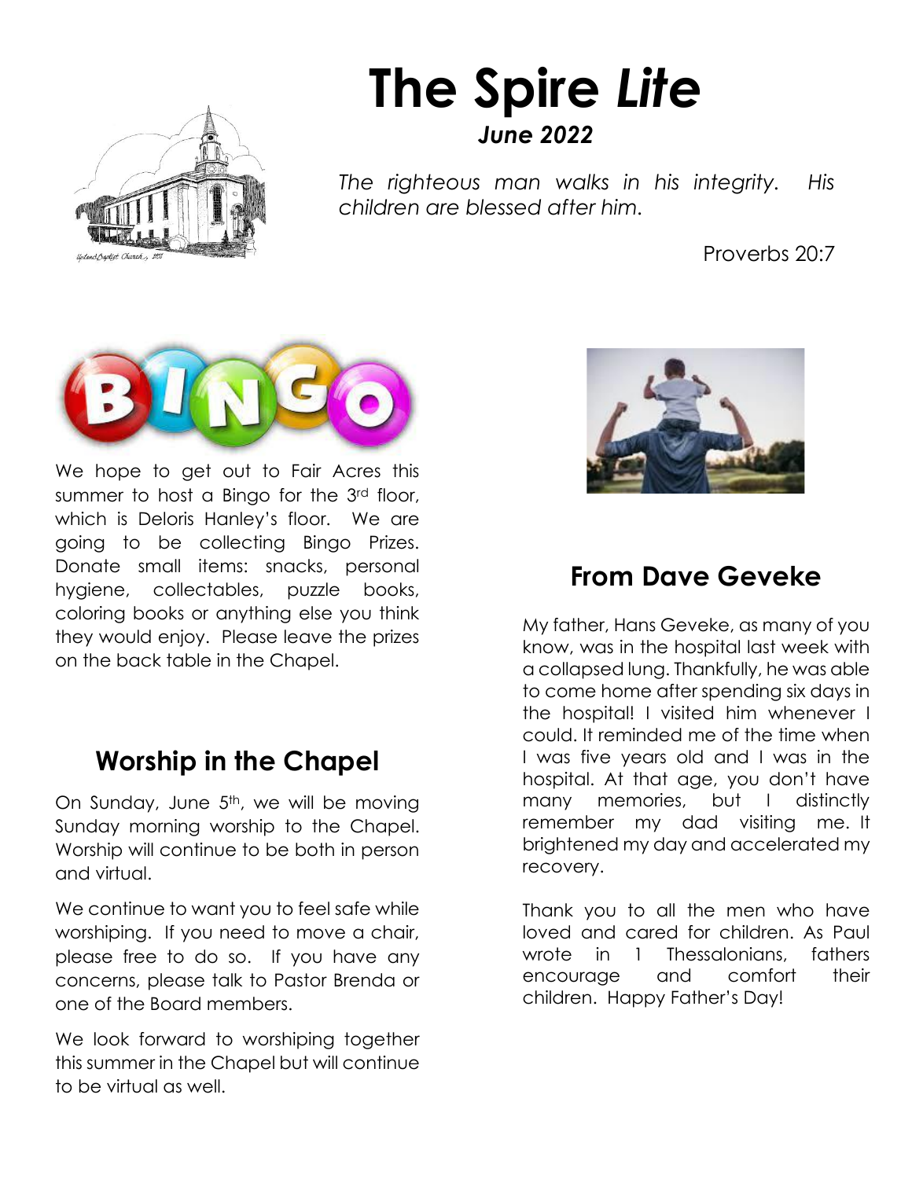# The Spire *Lite*

***June 2022***

*The righteous man walks in his integrity. His children are blessed after him.*

Proverbs 20:7

We hope to get out to Fair Acres this summer to host a Bingo for the 3rd floor, which is Deloris Hanley's floor. We are going to be collecting Bingo Prizes. Donate small items: snacks, personal hygiene, collectables, puzzle books, coloring books or anything else you think they would enjoy. Please leave the prizes on the back table in the Chapel.

## Worship in the Chapel

On Sunday, June 5th, we will be moving Sunday morning worship to the Chapel. Worship will continue to be both in person and virtual.

We continue to want you to feel safe while worshiping. If you need to move a chair, please free to do so. If you have any concerns, please talk to Pastor Brenda or one of the Board members.

We look forward to worshiping together this summer in the Chapel but will continue to be virtual as well.

## From Dave Geveke

My father, Hans Geveke, as many of you know, was in the hospital last week with a collapsed lung. Thankfully, he was able to come home after spending six days in the hospital! I visited him whenever I could. It reminded me of the time when I was five years old and I was in the hospital. At that age, you don't have many memories, but I distinctly remember my dad visiting me. It brightened my day and accelerated my recovery.

Thank you to all the men who have loved and cared for children. As Paul wrote in 1 Thessalonians, fathers encourage and comfort their children. Happy Father's Day!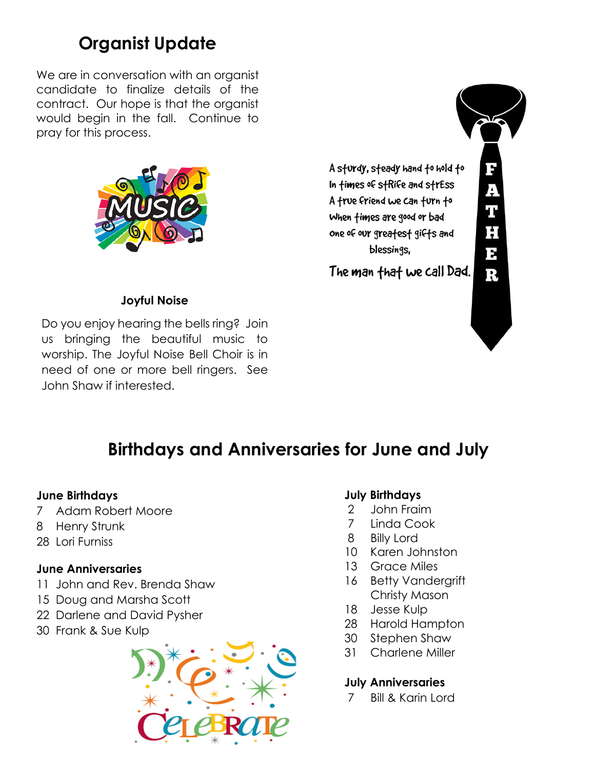## Organist Update

We are in conversation with an organist candidate to finalize details of the contract. Our hope is that the organist would begin in the fall. Continue to pray for this process.

A sturdy, steady hand to hold to
In times of strife and stress
A true friend we can turn to
When times are good or bad
one of our greatest gifts and blessings,

The man that we call Dad.

FATHER

### Joyful Noise

Do you enjoy hearing the bells ring? Join us bringing the beautiful music to worship. The Joyful Noise Bell Choir is in need of one or more bell ringers. See John Shaw if interested.

## Birthdays and Anniversaries for June and July

**June Birthdays**

7 Adam Robert Moore
8 Henry Strunk
28 Lori Furniss

**June Anniversaries**

11 John and Rev. Brenda Shaw
15 Doug and Marsha Scott
22 Darlene and David Pysher
30 Frank & Sue Kulp

**July Birthdays**

2 John Fraim
7 Linda Cook
8 Billy Lord
10 Karen Johnston
13 Grace Miles
16 Betty Vandergrift
Christy Mason
18 Jesse Kulp
28 Harold Hampton
30 Stephen Shaw
31 Charlene Miller

**July Anniversaries**

7 Bill & Karin Lord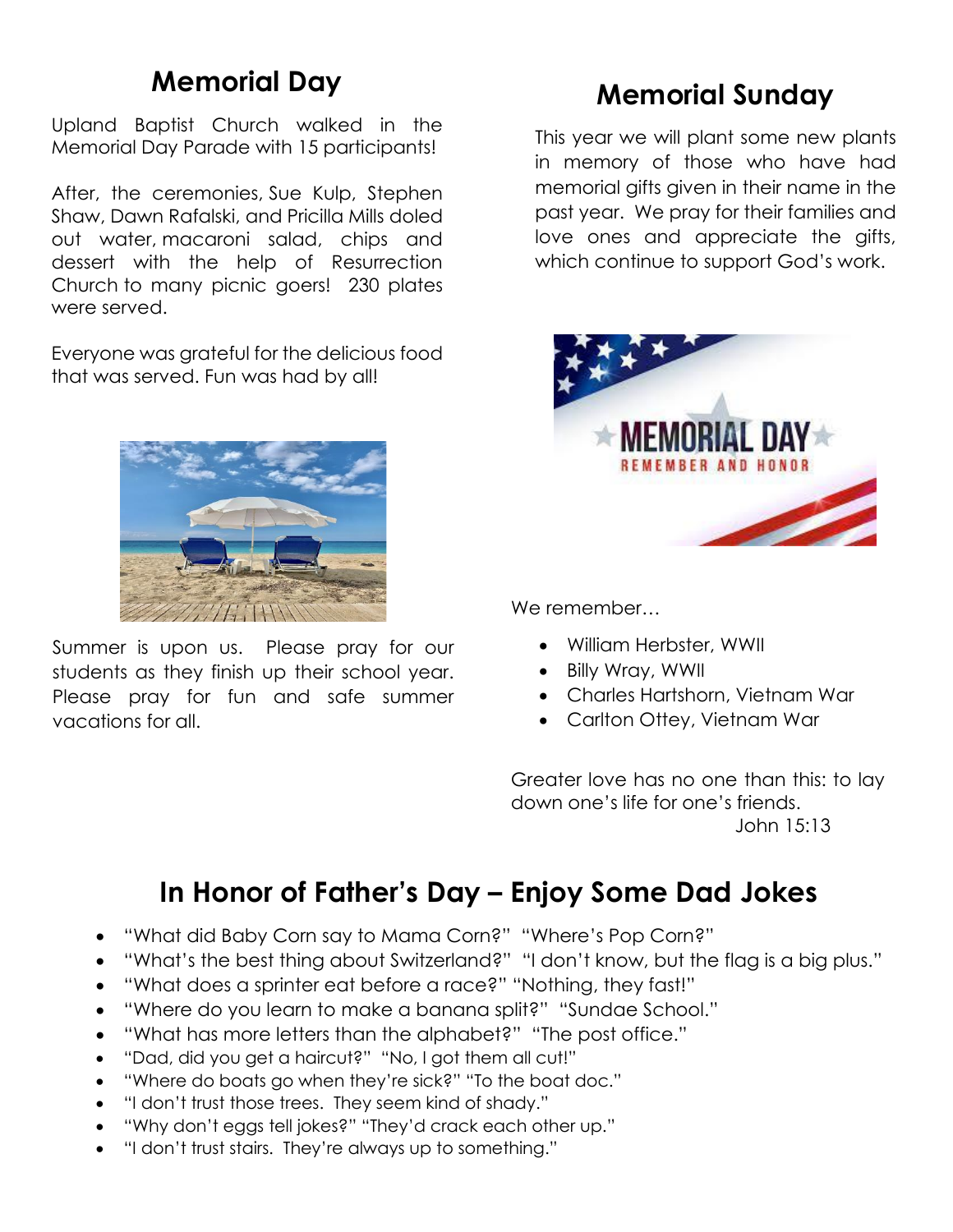## Memorial Day

Upland Baptist Church walked in the Memorial Day Parade with 15 participants!

After, the ceremonies, Sue Kulp, Stephen Shaw, Dawn Rafalski, and Pricilla Mills doled out water, macaroni salad, chips and dessert with the help of Resurrection Church to many picnic goers! 230 plates were served.

Everyone was grateful for the delicious food that was served. Fun was had by all!

Summer is upon us. Please pray for our students as they finish up their school year. Please pray for fun and safe summer vacations for all.

## Memorial Sunday

This year we will plant some new plants in memory of those who have had memorial gifts given in their name in the past year. We pray for their families and love ones and appreciate the gifts, which continue to support God's work.

We remember…

- William Herbster, WWII
- Billy Wray, WWII
- Charles Hartshorn, Vietnam War
- Carlton Ottey, Vietnam War

Greater love has no one than this: to lay down one's life for one's friends.
John 15:13

## In Honor of Father's Day – Enjoy Some Dad Jokes

- "What did Baby Corn say to Mama Corn?" "Where's Pop Corn?"
- "What's the best thing about Switzerland?" "I don't know, but the flag is a big plus."
- "What does a sprinter eat before a race?" "Nothing, they fast!"
- "Where do you learn to make a banana split?" "Sundae School."
- "What has more letters than the alphabet?" "The post office."
- "Dad, did you get a haircut?" "No, I got them all cut!"
- "Where do boats go when they're sick?" "To the boat doc."
- "I don't trust those trees. They seem kind of shady."
- "Why don't eggs tell jokes?" "They'd crack each other up."
- "I don't trust stairs. They're always up to something."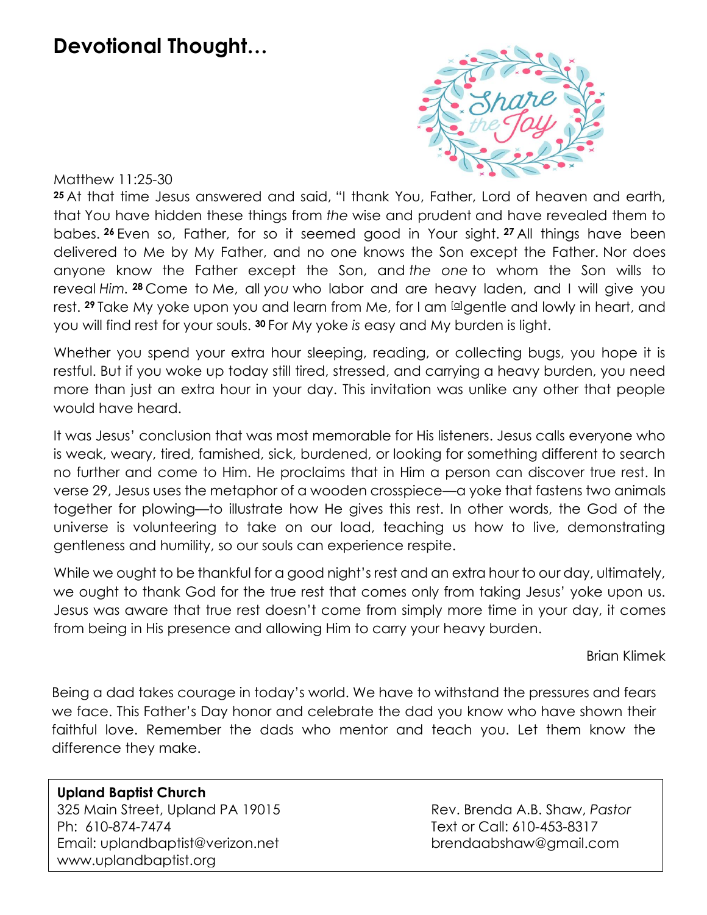# Devotional Thought…

Matthew 11:25-30

**25** At that time Jesus answered and said, "I thank You, Father, Lord of heaven and earth, that You have hidden these things from *the* wise and prudent and have revealed them to babes. **26** Even so, Father, for so it seemed good in Your sight. **27** All things have been delivered to Me by My Father, and no one knows the Son except the Father. Nor does anyone know the Father except the Son, and *the one* to whom the Son wills to reveal *Him*. **28** Come to Me, all *you* who labor and are heavy laden, and I will give you rest. **29** Take My yoke upon you and learn from Me, for I am [a]gentle and lowly in heart, and you will find rest for your souls. **30** For My yoke *is* easy and My burden is light.

Whether you spend your extra hour sleeping, reading, or collecting bugs, you hope it is restful. But if you woke up today still tired, stressed, and carrying a heavy burden, you need more than just an extra hour in your day. This invitation was unlike any other that people would have heard.

It was Jesus' conclusion that was most memorable for His listeners. Jesus calls everyone who is weak, weary, tired, famished, sick, burdened, or looking for something different to search no further and come to Him. He proclaims that in Him a person can discover true rest. In verse 29, Jesus uses the metaphor of a wooden crosspiece—a yoke that fastens two animals together for plowing—to illustrate how He gives this rest. In other words, the God of the universe is volunteering to take on our load, teaching us how to live, demonstrating gentleness and humility, so our souls can experience respite.

While we ought to be thankful for a good night's rest and an extra hour to our day, ultimately, we ought to thank God for the true rest that comes only from taking Jesus' yoke upon us. Jesus was aware that true rest doesn't come from simply more time in your day, it comes from being in His presence and allowing Him to carry your heavy burden.

Brian Klimek

Being a dad takes courage in today's world. We have to withstand the pressures and fears we face. This Father's Day honor and celebrate the dad you know who have shown their faithful love. Remember the dads who mentor and teach you. Let them know the difference they make.

**Upland Baptist Church**
325 Main Street, Upland PA 19015
Ph: 610-874-7474
Email: uplandbaptist@verizon.net
www.uplandbaptist.org

Rev. Brenda A.B. Shaw, *Pastor*
Text or Call: 610-453-8317
brendaabshaw@gmail.com